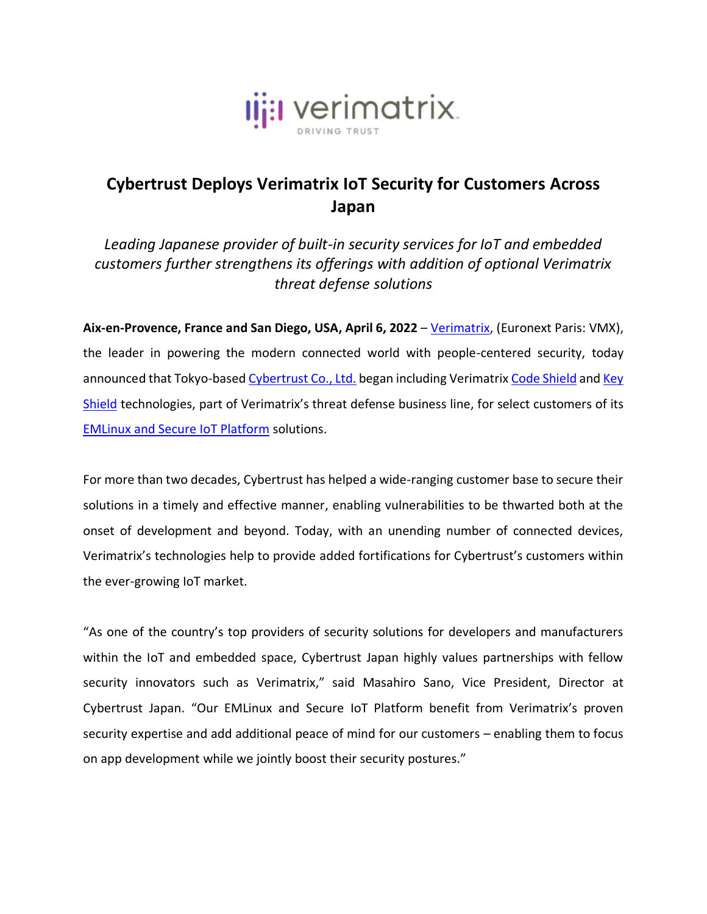# Cybertrust Deploys Verimatrix IoT Security for Customers Across Japan

*Leading Japanese provider of built-in security services for IoT and embedded customers further strengthens its offerings with addition of optional Verimatrix threat defense solutions*

**Aix-en-Provence, France and San Diego, USA, April 6, 2022** – Verimatrix, (Euronext Paris: VMX), the leader in powering the modern connected world with people-centered security, today announced that Tokyo-based Cybertrust Co., Ltd. began including Verimatrix Code Shield and Key Shield technologies, part of Verimatrix's threat defense business line, for select customers of its EMLinux and Secure IoT Platform solutions.

For more than two decades, Cybertrust has helped a wide-ranging customer base to secure their solutions in a timely and effective manner, enabling vulnerabilities to be thwarted both at the onset of development and beyond. Today, with an unending number of connected devices, Verimatrix's technologies help to provide added fortifications for Cybertrust's customers within the ever-growing IoT market.

"As one of the country's top providers of security solutions for developers and manufacturers within the IoT and embedded space, Cybertrust Japan highly values partnerships with fellow security innovators such as Verimatrix," said Masahiro Sano, Vice President, Director at Cybertrust Japan. "Our EMLinux and Secure IoT Platform benefit from Verimatrix's proven security expertise and add additional peace of mind for our customers – enabling them to focus on app development while we jointly boost their security postures."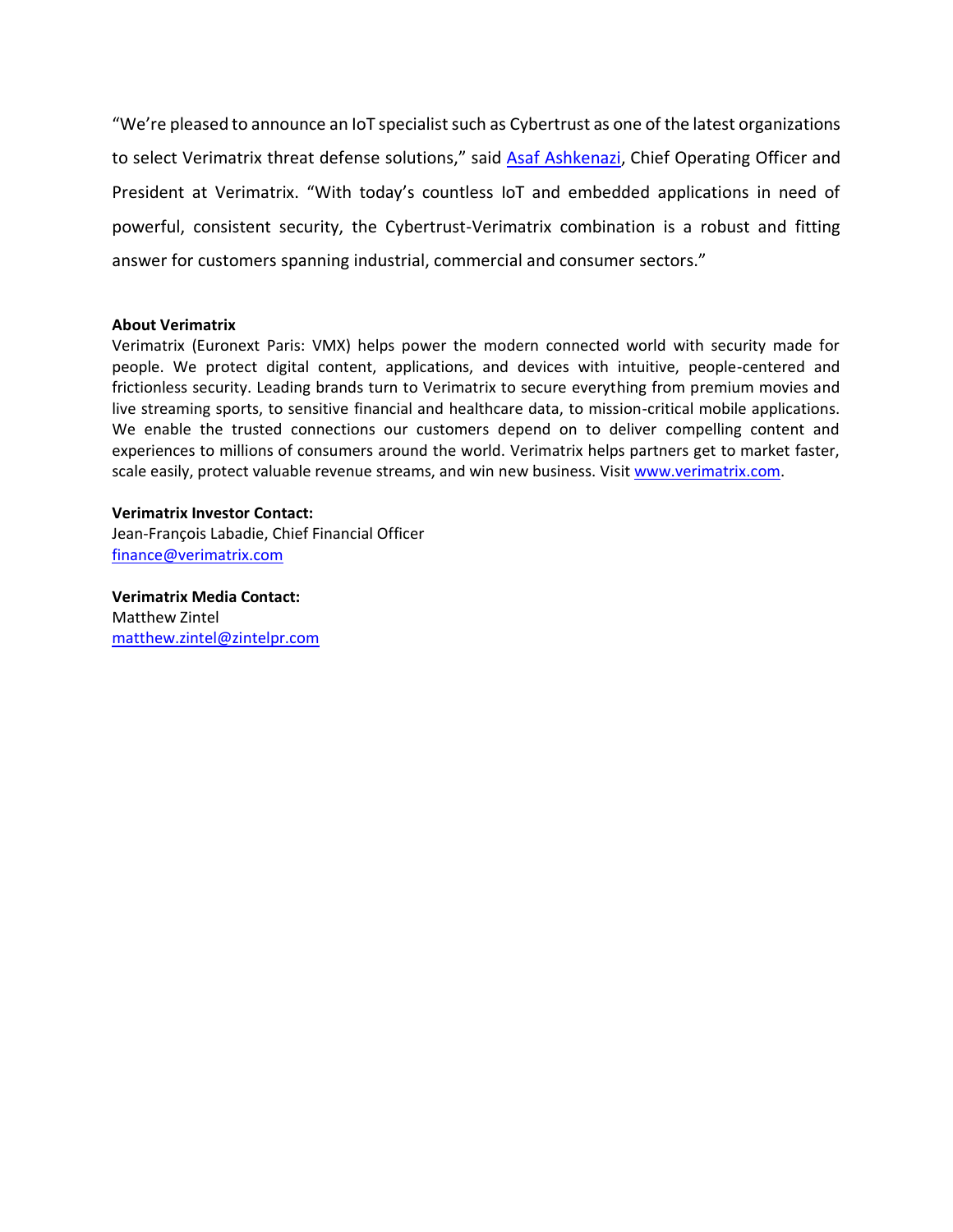"We're pleased to announce an IoT specialist such as Cybertrust as one of the latest organizations to select Verimatrix threat defense solutions," said Asaf Ashkenazi, Chief Operating Officer and President at Verimatrix. "With today's countless IoT and embedded applications in need of powerful, consistent security, the Cybertrust-Verimatrix combination is a robust and fitting answer for customers spanning industrial, commercial and consumer sectors."

**About Verimatrix**
Verimatrix (Euronext Paris: VMX) helps power the modern connected world with security made for people. We protect digital content, applications, and devices with intuitive, people-centered and frictionless security. Leading brands turn to Verimatrix to secure everything from premium movies and live streaming sports, to sensitive financial and healthcare data, to mission-critical mobile applications. We enable the trusted connections our customers depend on to deliver compelling content and experiences to millions of consumers around the world. Verimatrix helps partners get to market faster, scale easily, protect valuable revenue streams, and win new business. Visit www.verimatrix.com.

**Verimatrix Investor Contact:**
Jean-François Labadie, Chief Financial Officer
finance@verimatrix.com

**Verimatrix Media Contact:**
Matthew Zintel
matthew.zintel@zintelpr.com